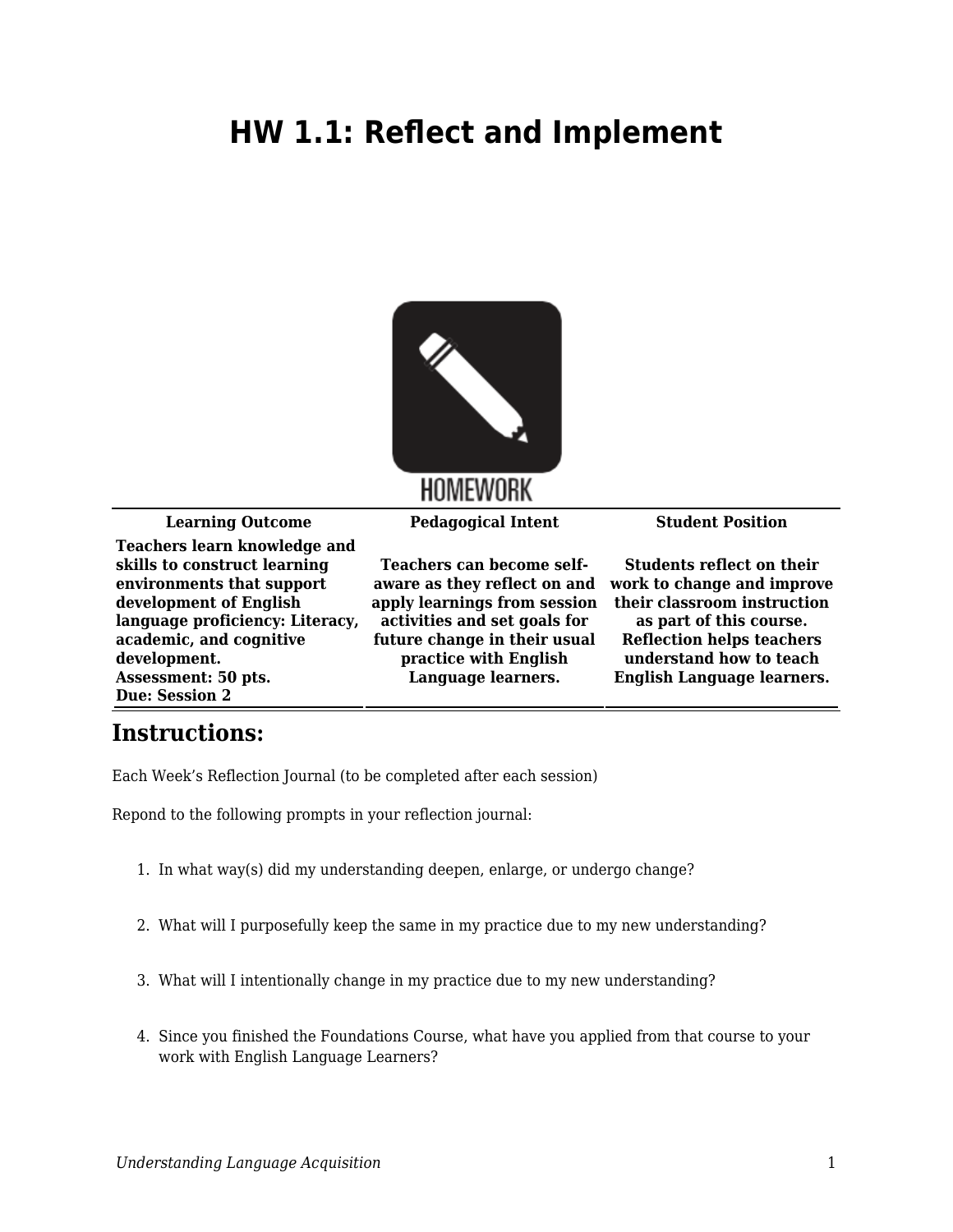# HW 1.1: Reflect and Implement

| Learning Outcome | Pedagogical Intent | Student Position |
|---|---|---|
| **Teachers learn knowledge and skills to construct learning environments that support development of English language proficiency: Literacy, academic, and cognitive development.**<br>**Assessment: 50 pts.**<br>**Due: Session 2** | **Teachers can become self-aware as they reflect on and apply learnings from session activities and set goals for future change in their usual practice with English Language learners.** | **Students reflect on their work to change and improve their classroom instruction as part of this course. Reflection helps teachers understand how to teach English Language learners.** |

## Instructions:

Each Week's Reflection Journal (to be completed after each session)

Repond to the following prompts in your reflection journal:

1. In what way(s) did my understanding deepen, enlarge, or undergo change?
2. What will I purposefully keep the same in my practice due to my new understanding?
3. What will I intentionally change in my practice due to my new understanding?
4. Since you finished the Foundations Course, what have you applied from that course to your work with English Language Learners?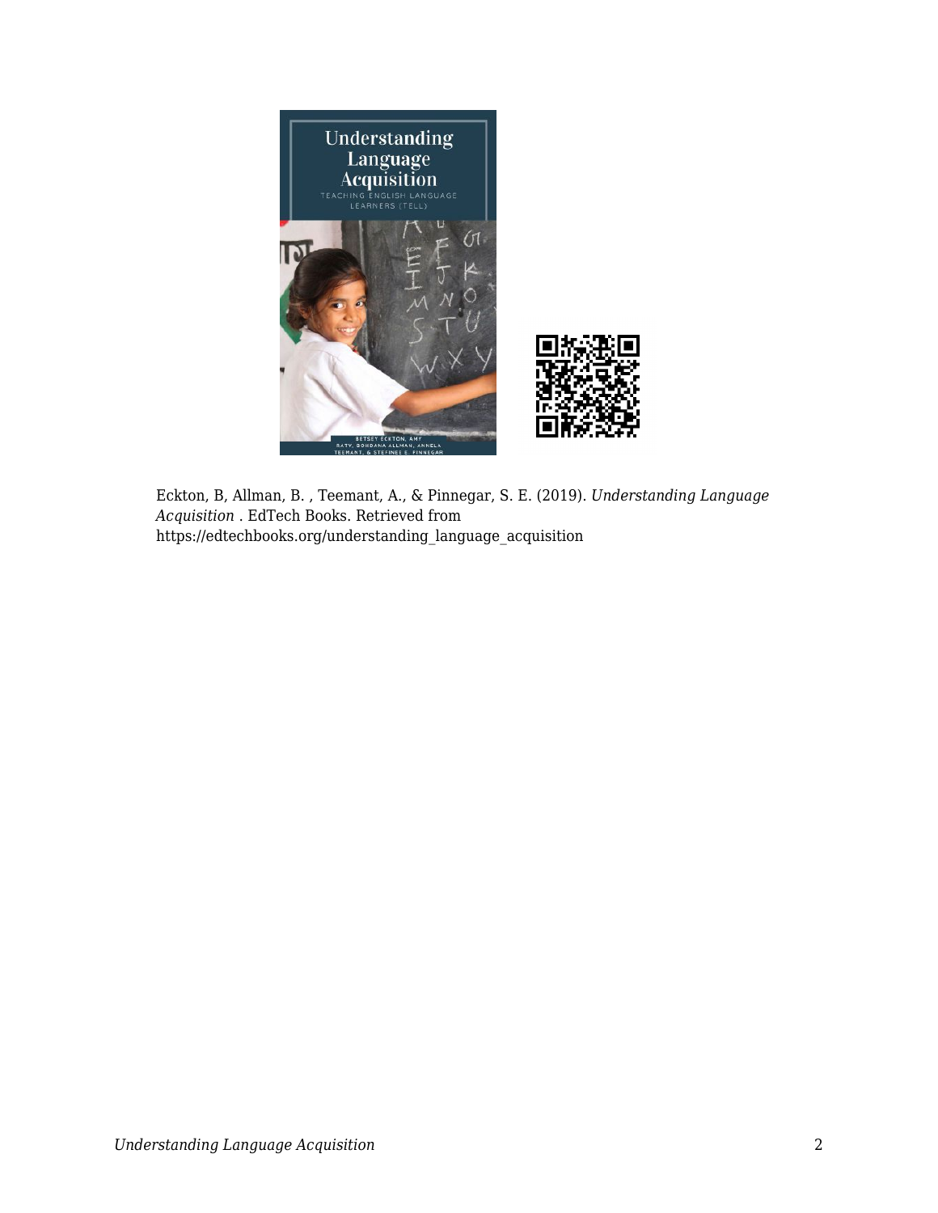Eckton, B, Allman, B. , Teemant, A., & Pinnegar, S. E. (2019). *Understanding Language Acquisition* . EdTech Books. Retrieved from https://edtechbooks.org/understanding_language_acquisition